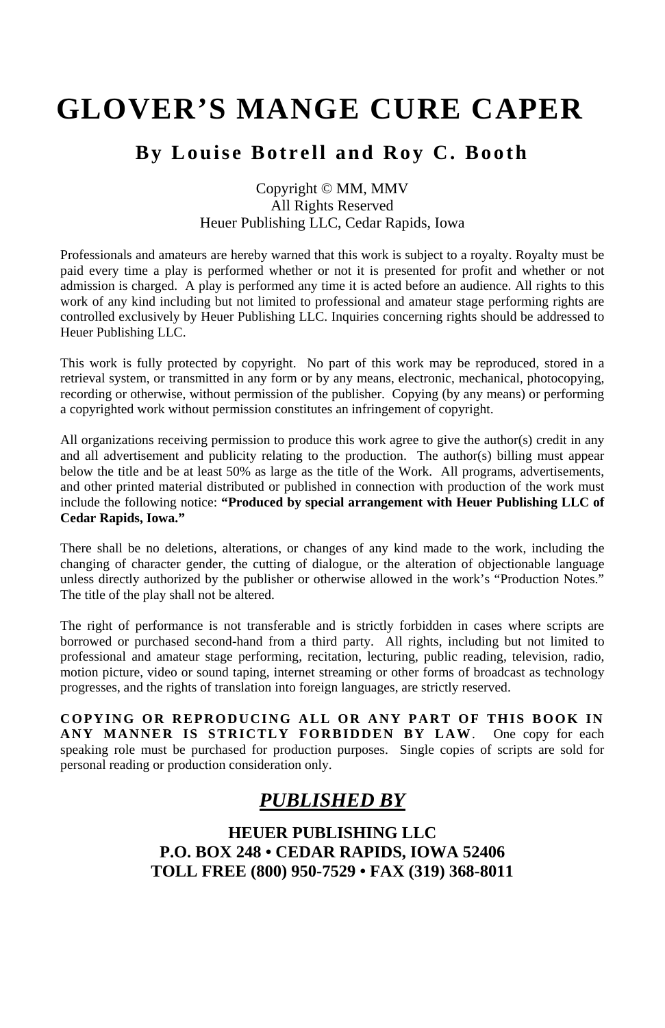# GLOVER'S MANGE CURE CAPER

## By Louise Botrell and Roy C. Booth

Copyright © MM, MMV
All Rights Reserved
Heuer Publishing LLC, Cedar Rapids, Iowa

Professionals and amateurs are hereby warned that this work is subject to a royalty. Royalty must be paid every time a play is performed whether or not it is presented for profit and whether or not admission is charged. A play is performed any time it is acted before an audience. All rights to this work of any kind including but not limited to professional and amateur stage performing rights are controlled exclusively by Heuer Publishing LLC. Inquiries concerning rights should be addressed to Heuer Publishing LLC.

This work is fully protected by copyright. No part of this work may be reproduced, stored in a retrieval system, or transmitted in any form or by any means, electronic, mechanical, photocopying, recording or otherwise, without permission of the publisher. Copying (by any means) or performing a copyrighted work without permission constitutes an infringement of copyright.

All organizations receiving permission to produce this work agree to give the author(s) credit in any and all advertisement and publicity relating to the production. The author(s) billing must appear below the title and be at least 50% as large as the title of the Work. All programs, advertisements, and other printed material distributed or published in connection with production of the work must include the following notice: **"Produced by special arrangement with Heuer Publishing LLC of Cedar Rapids, Iowa."**

There shall be no deletions, alterations, or changes of any kind made to the work, including the changing of character gender, the cutting of dialogue, or the alteration of objectionable language unless directly authorized by the publisher or otherwise allowed in the work's "Production Notes." The title of the play shall not be altered.

The right of performance is not transferable and is strictly forbidden in cases where scripts are borrowed or purchased second-hand from a third party. All rights, including but not limited to professional and amateur stage performing, recitation, lecturing, public reading, television, radio, motion picture, video or sound taping, internet streaming or other forms of broadcast as technology progresses, and the rights of translation into foreign languages, are strictly reserved.

**COPYING OR REPRODUCING ALL OR ANY PART OF THIS BOOK IN ANY MANNER IS STRICTLY FORBIDDEN BY LAW**. One copy for each speaking role must be purchased for production purposes. Single copies of scripts are sold for personal reading or production consideration only.

## *PUBLISHED BY*

**HEUER PUBLISHING LLC**
**P.O. BOX 248 • CEDAR RAPIDS, IOWA 52406**
**TOLL FREE (800) 950-7529 • FAX (319) 368-8011**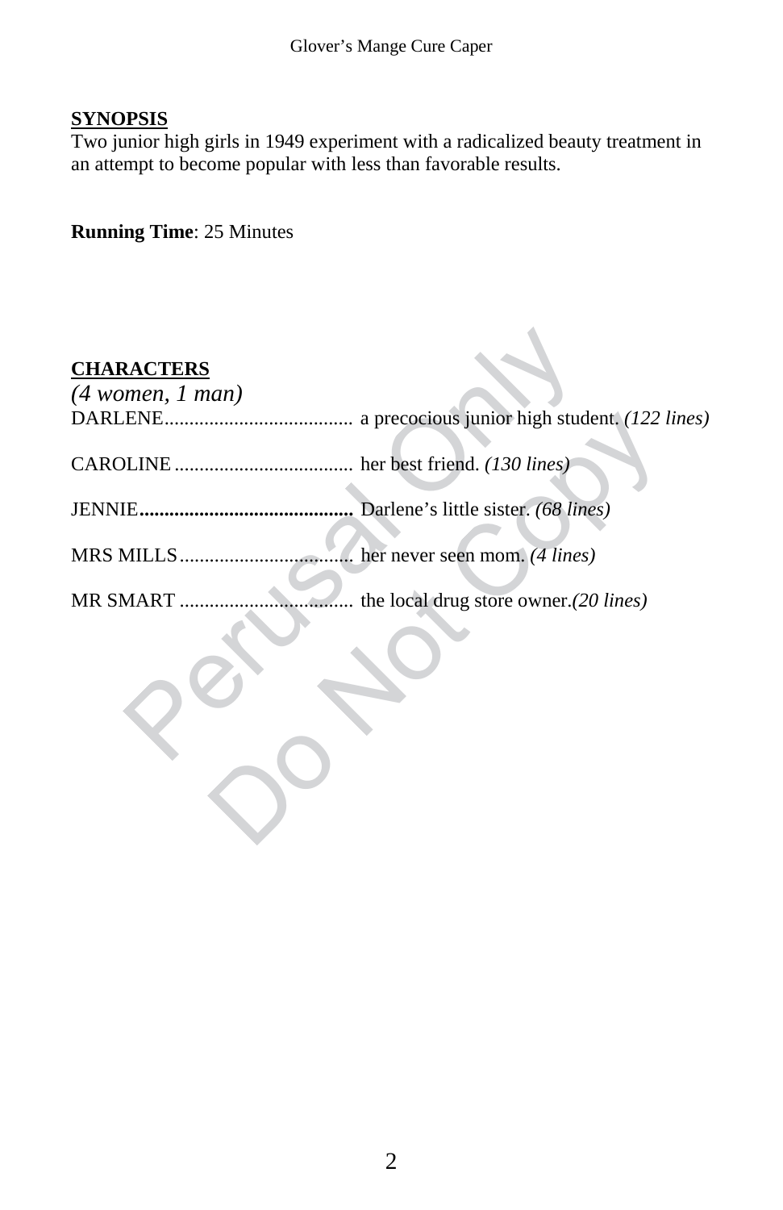**SYNOPSIS**

Two junior high girls in 1949 experiment with a radicalized beauty treatment in an attempt to become popular with less than favorable results.

**Running Time**: 25 Minutes

**CHARACTERS**

*(4 women, 1 man)*

DARLENE...................................... a precocious junior high student. *(122 lines)*

CAROLINE .................................... her best friend. *(130 lines)*

JENNIE**..........................................** Darlene's little sister. *(68 lines)*

MRS MILLS.................................... her never seen mom. *(4 lines)*

MR SMART .................................... the local drug store owner.*(20 lines)*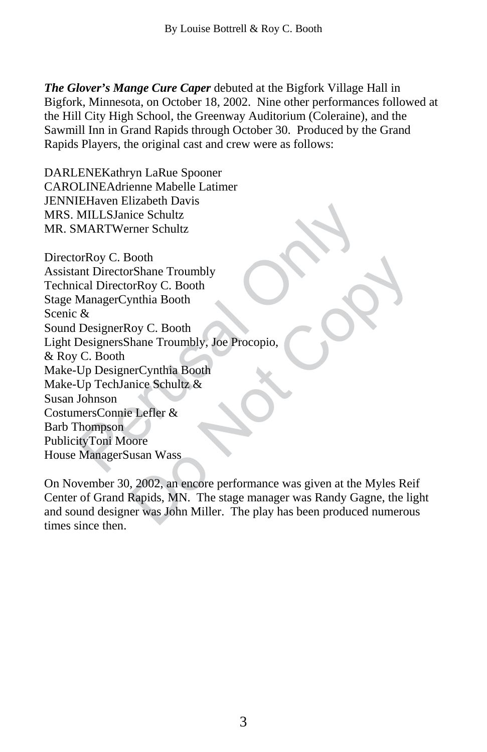***The Glover's Mange Cure Caper*** debuted at the Bigfork Village Hall in Bigfork, Minnesota, on October 18, 2002. Nine other performances followed at the Hill City High School, the Greenway Auditorium (Coleraine), and the Sawmill Inn in Grand Rapids through October 30. Produced by the Grand Rapids Players, the original cast and crew were as follows:

DARLENE Kathryn LaRue Spooner
CAROLINE Adrienne Mabelle Latimer
JENNIE Haven Elizabeth Davis
MRS. MILLS Janice Schultz
MR. SMART Werner Schultz

Director Roy C. Booth
Assistant Director Shane Troumbly
Technical Director Roy C. Booth
Stage Manager Cynthia Booth
Scenic & Sound Designer Roy C. Booth
Light Designers Shane Troumbly, Joe Procopio, & Roy C. Booth
Make-Up Designer Cynthia Booth
Make-Up Tech Janice Schultz & Susan Johnson
Costumers Connie Lefler & Barb Thompson
Publicity Toni Moore
House Manager Susan Wass

On November 30, 2002, an encore performance was given at the Myles Reif Center of Grand Rapids, MN. The stage manager was Randy Gagne, the light and sound designer was John Miller. The play has been produced numerous times since then.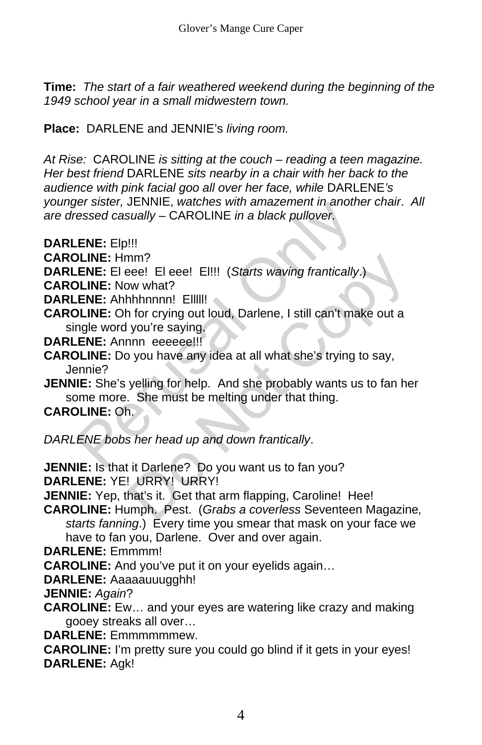**Time:** *The start of a fair weathered weekend during the beginning of the 1949 school year in a small midwestern town.*

**Place:** DARLENE and JENNIE's *living room.*

*At Rise:* CAROLINE *is sitting at the couch – reading a teen magazine. Her best friend* DARLENE *sits nearby in a chair with her back to the audience with pink facial goo all over her face, while* DARLENE*'s younger sister,* JENNIE, *watches with amazement in another chair*. *All are dressed casually –* CAROLINE *in a black pullover*.

**DARLENE:** Elp!!!

**CAROLINE:** Hmm?

**DARLENE:** El eee! El eee! El!!! (*Starts waving frantically*.)

**CAROLINE:** Now what?

**DARLENE:** Ahhhhnnnn! Elllll!

**CAROLINE:** Oh for crying out loud, Darlene, I still can't make out a single word you're saying.

**DARLENE:** Annnn eeeeee!!!

**CAROLINE:** Do you have any idea at all what she's trying to say, Jennie?

**JENNIE:** She's yelling for help. And she probably wants us to fan her some more. She must be melting under that thing.

**CAROLINE:** Oh.

*DARLENE bobs her head up and down frantically*.

**JENNIE:** Is that it Darlene? Do you want us to fan you?

**DARLENE:** YE! URRY! URRY!

**JENNIE:** Yep, that's it. Get that arm flapping, Caroline! Hee!

**CAROLINE:** Humph. Pest. (*Grabs a coverless* Seventeen Magazine*, starts fanning*.) Every time you smear that mask on your face we have to fan you, Darlene. Over and over again.

**DARLENE:** Emmmm!

**CAROLINE:** And you've put it on your eyelids again…

**DARLENE:** Aaaaauuugghh!

**JENNIE:** *Again*?

**CAROLINE:** Ew… and your eyes are watering like crazy and making gooey streaks all over…

**DARLENE:** Emmmmmmew.

**CAROLINE:** I'm pretty sure you could go blind if it gets in your eyes!

**DARLENE:** Agk!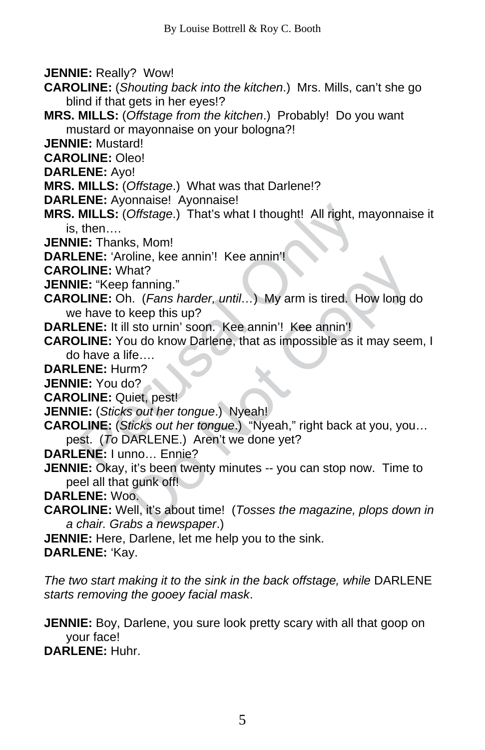**JENNIE:** Really? Wow!

**CAROLINE:** (*Shouting back into the kitchen*.) Mrs. Mills, can't she go blind if that gets in her eyes!?

**MRS. MILLS:** (*Offstage from the kitchen*.) Probably! Do you want mustard or mayonnaise on your bologna?!

**JENNIE:** Mustard!

**CAROLINE:** Oleo!

**DARLENE:** Ayo!

**MRS. MILLS:** (*Offstage*.) What was that Darlene!?

**DARLENE:** Ayonnaise! Ayonnaise!

**MRS. MILLS:** (*Offstage*.) That's what I thought! All right, mayonnaise it is, then….

**JENNIE:** Thanks, Mom!

**DARLENE:** 'Aroline, kee annin'! Kee annin'!

**CAROLINE:** What?

**JENNIE:** "Keep fanning."

**CAROLINE:** Oh. (*Fans harder, until…*) My arm is tired. How long do we have to keep this up?

**DARLENE:** It ill sto urnin' soon. Kee annin'! Kee annin'!

**CAROLINE:** You do know Darlene, that as impossible as it may seem, I do have a life….

**DARLENE:** Hurm?

**JENNIE:** You do?

**CAROLINE:** Quiet, pest!

**JENNIE:** (*Sticks out her tongue*.) Nyeah!

**CAROLINE:** (*Sticks out her tongue*.) "Nyeah," right back at you, you… pest. (*To* DARLENE.) Aren't we done yet?

**DARLENE:** I unno… Ennie?

**JENNIE:** Okay, it's been twenty minutes -- you can stop now. Time to peel all that gunk off!

**DARLENE:** Woo.

**CAROLINE:** Well, it's about time! (*Tosses the magazine, plops down in a chair. Grabs a newspaper*.)

**JENNIE:** Here, Darlene, let me help you to the sink.

**DARLENE:** 'Kay.

*The two start making it to the sink in the back offstage, while* DARLENE *starts removing the gooey facial mask*.

**JENNIE:** Boy, Darlene, you sure look pretty scary with all that goop on your face!

**DARLENE:** Huhr.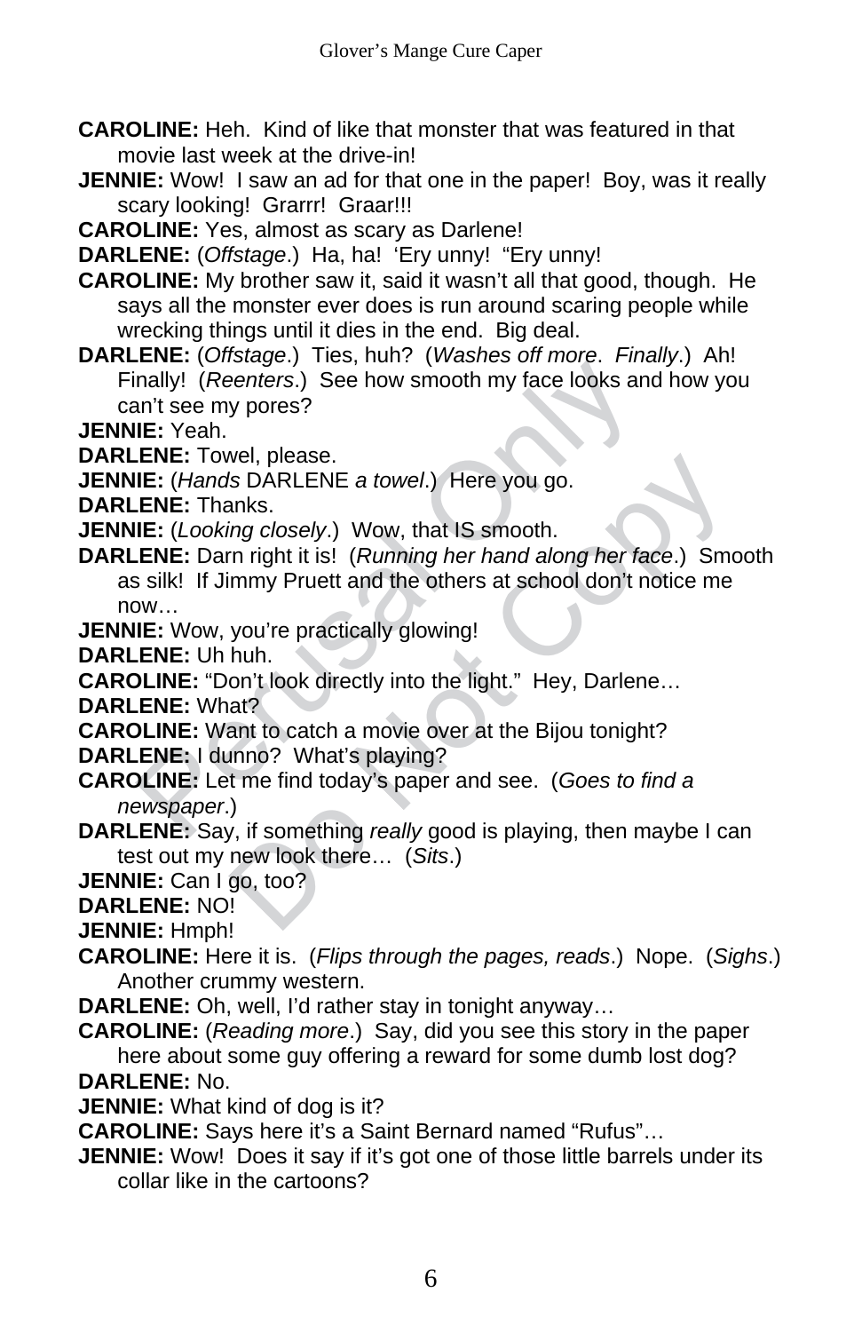**CAROLINE:** Heh. Kind of like that monster that was featured in that movie last week at the drive-in!

**JENNIE:** Wow! I saw an ad for that one in the paper! Boy, was it really scary looking! Grarrr! Graar!!!

**CAROLINE:** Yes, almost as scary as Darlene!

**DARLENE:** (*Offstage*.) Ha, ha! 'Ery unny! "Ery unny!

**CAROLINE:** My brother saw it, said it wasn't all that good, though. He says all the monster ever does is run around scaring people while wrecking things until it dies in the end. Big deal.

**DARLENE:** (*Offstage*.) Ties, huh? (*Washes off more*. *Finally*.) Ah! Finally! (*Reenters*.) See how smooth my face looks and how you can't see my pores?

**JENNIE:** Yeah.

**DARLENE:** Towel, please.

**JENNIE:** (*Hands* DARLENE *a towel*.) Here you go.

**DARLENE:** Thanks.

**JENNIE:** (*Looking closely*.) Wow, that IS smooth.

**DARLENE:** Darn right it is! (*Running her hand along her face*.) Smooth as silk! If Jimmy Pruett and the others at school don't notice me now…

**JENNIE:** Wow, you're practically glowing!

**DARLENE:** Uh huh.

**CAROLINE:** "Don't look directly into the light." Hey, Darlene…

**DARLENE:** What?

**CAROLINE:** Want to catch a movie over at the Bijou tonight?

**DARLENE:** I dunno? What's playing?

**CAROLINE:** Let me find today's paper and see. (*Goes to find a newspaper*.)

**DARLENE:** Say, if something *really* good is playing, then maybe I can test out my new look there… (*Sits*.)

**JENNIE:** Can I go, too?

**DARLENE:** NO!

**JENNIE:** Hmph!

**CAROLINE:** Here it is. (*Flips through the pages, reads*.) Nope. (*Sighs*.) Another crummy western.

**DARLENE:** Oh, well, I'd rather stay in tonight anyway…

**CAROLINE:** (*Reading more*.) Say, did you see this story in the paper here about some guy offering a reward for some dumb lost dog?

**DARLENE:** No.

**JENNIE:** What kind of dog is it?

**CAROLINE:** Says here it's a Saint Bernard named "Rufus"…

**JENNIE:** Wow! Does it say if it's got one of those little barrels under its collar like in the cartoons?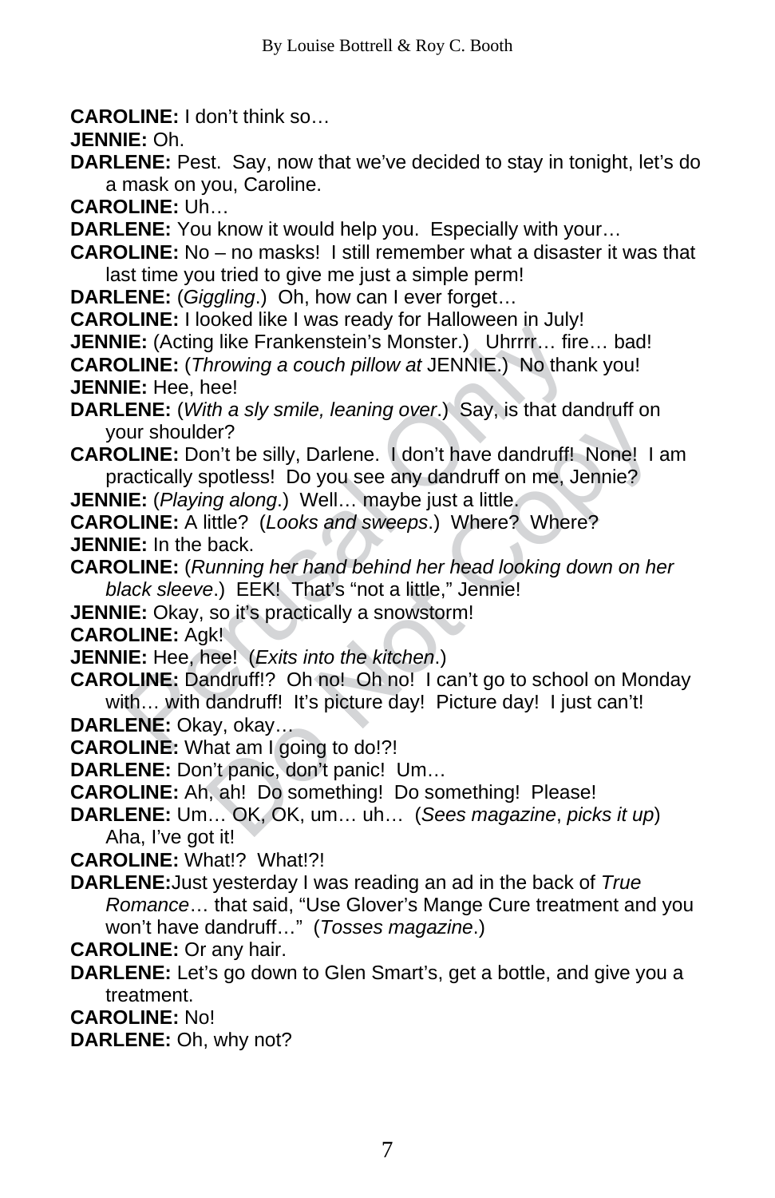**CAROLINE:** I don't think so…

**JENNIE:** Oh.

**DARLENE:** Pest. Say, now that we've decided to stay in tonight, let's do a mask on you, Caroline.

**CAROLINE:** Uh…

**DARLENE:** You know it would help you. Especially with your…

**CAROLINE:** No – no masks! I still remember what a disaster it was that last time you tried to give me just a simple perm!

**DARLENE:** (*Giggling*.) Oh, how can I ever forget…

**CAROLINE:** I looked like I was ready for Halloween in July!

**JENNIE:** (Acting like Frankenstein's Monster.) Uhrrrr… fire… bad!

**CAROLINE:** (*Throwing a couch pillow at* JENNIE.) No thank you!

**JENNIE:** Hee, hee!

**DARLENE:** (*With a sly smile, leaning over*.) Say, is that dandruff on your shoulder?

**CAROLINE:** Don't be silly, Darlene. I don't have dandruff! None! I am practically spotless! Do you see any dandruff on me, Jennie?

**JENNIE:** (*Playing along*.) Well… maybe just a little.

**CAROLINE:** A little? (*Looks and sweeps*.) Where? Where?

**JENNIE:** In the back.

**CAROLINE:** (*Running her hand behind her head looking down on her black sleeve*.) EEK! That's "not a little," Jennie!

**JENNIE:** Okay, so it's practically a snowstorm!

**CAROLINE:** Agk!

**JENNIE:** Hee, hee! (*Exits into the kitchen*.)

**CAROLINE:** Dandruff!? Oh no! Oh no! I can't go to school on Monday with… with dandruff! It's picture day! Picture day! I just can't!

**DARLENE:** Okay, okay…

**CAROLINE:** What am I going to do!?!

**DARLENE:** Don't panic, don't panic! Um…

**CAROLINE:** Ah, ah! Do something! Do something! Please!

**DARLENE:** Um… OK, OK, um… uh… (*Sees magazine*, *picks it up*) Aha, I've got it!

**CAROLINE:** What!? What!?!

**DARLENE:**Just yesterday I was reading an ad in the back of *True Romance*… that said, "Use Glover's Mange Cure treatment and you won't have dandruff…" (*Tosses magazine*.)

**CAROLINE:** Or any hair.

**DARLENE:** Let's go down to Glen Smart's, get a bottle, and give you a treatment.

**CAROLINE:** No!

**DARLENE:** Oh, why not?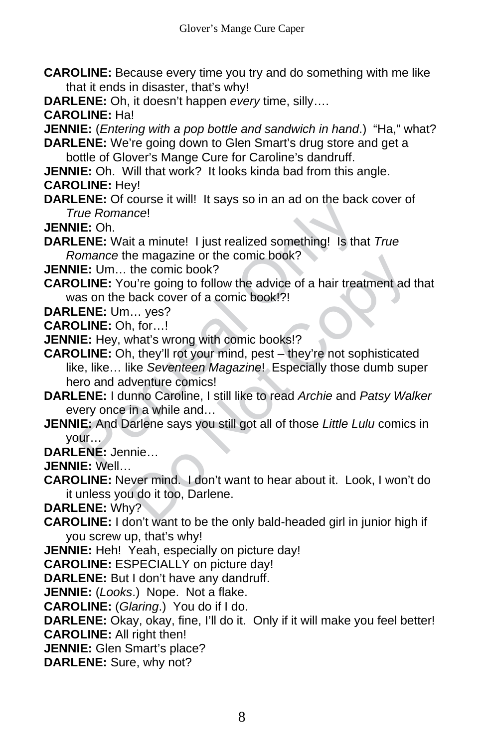**CAROLINE:** Because every time you try and do something with me like that it ends in disaster, that's why!

**DARLENE:** Oh, it doesn't happen *every* time, silly….

**CAROLINE:** Ha!

**JENNIE:** (*Entering with a pop bottle and sandwich in hand*.) "Ha," what?

**DARLENE:** We're going down to Glen Smart's drug store and get a bottle of Glover's Mange Cure for Caroline's dandruff.

**JENNIE:** Oh. Will that work? It looks kinda bad from this angle.

**CAROLINE:** Hey!

**DARLENE:** Of course it will! It says so in an ad on the back cover of *True Romance*!

**JENNIE:** Oh.

**DARLENE:** Wait a minute! I just realized something! Is that *True Romance* the magazine or the comic book?

**JENNIE:** Um… the comic book?

**CAROLINE:** You're going to follow the advice of a hair treatment ad that was on the back cover of a comic book!?!

**DARLENE:** Um… yes?

**CAROLINE:** Oh, for…!

**JENNIE:** Hey, what's wrong with comic books!?

**CAROLINE:** Oh, they'll rot your mind, pest – they're not sophisticated like, like… like *Seventeen Magazine*! Especially those dumb super hero and adventure comics!

**DARLENE:** I dunno Caroline, I still like to read *Archie* and *Patsy Walker* every once in a while and…

**JENNIE:** And Darlene says you still got all of those *Little Lulu* comics in your…

**DARLENE:** Jennie…

**JENNIE:** Well…

**CAROLINE:** Never mind. I don't want to hear about it. Look, I won't do it unless you do it too, Darlene.

**DARLENE:** Why?

**CAROLINE:** I don't want to be the only bald-headed girl in junior high if you screw up, that's why!

**JENNIE:** Heh! Yeah, especially on picture day!

**CAROLINE:** ESPECIALLY on picture day!

**DARLENE:** But I don't have any dandruff.

**JENNIE:** (*Looks*.) Nope. Not a flake.

**CAROLINE:** (*Glaring*.) You do if I do.

**DARLENE:** Okay, okay, fine, I'll do it. Only if it will make you feel better!

**CAROLINE:** All right then!

**JENNIE:** Glen Smart's place?

**DARLENE:** Sure, why not?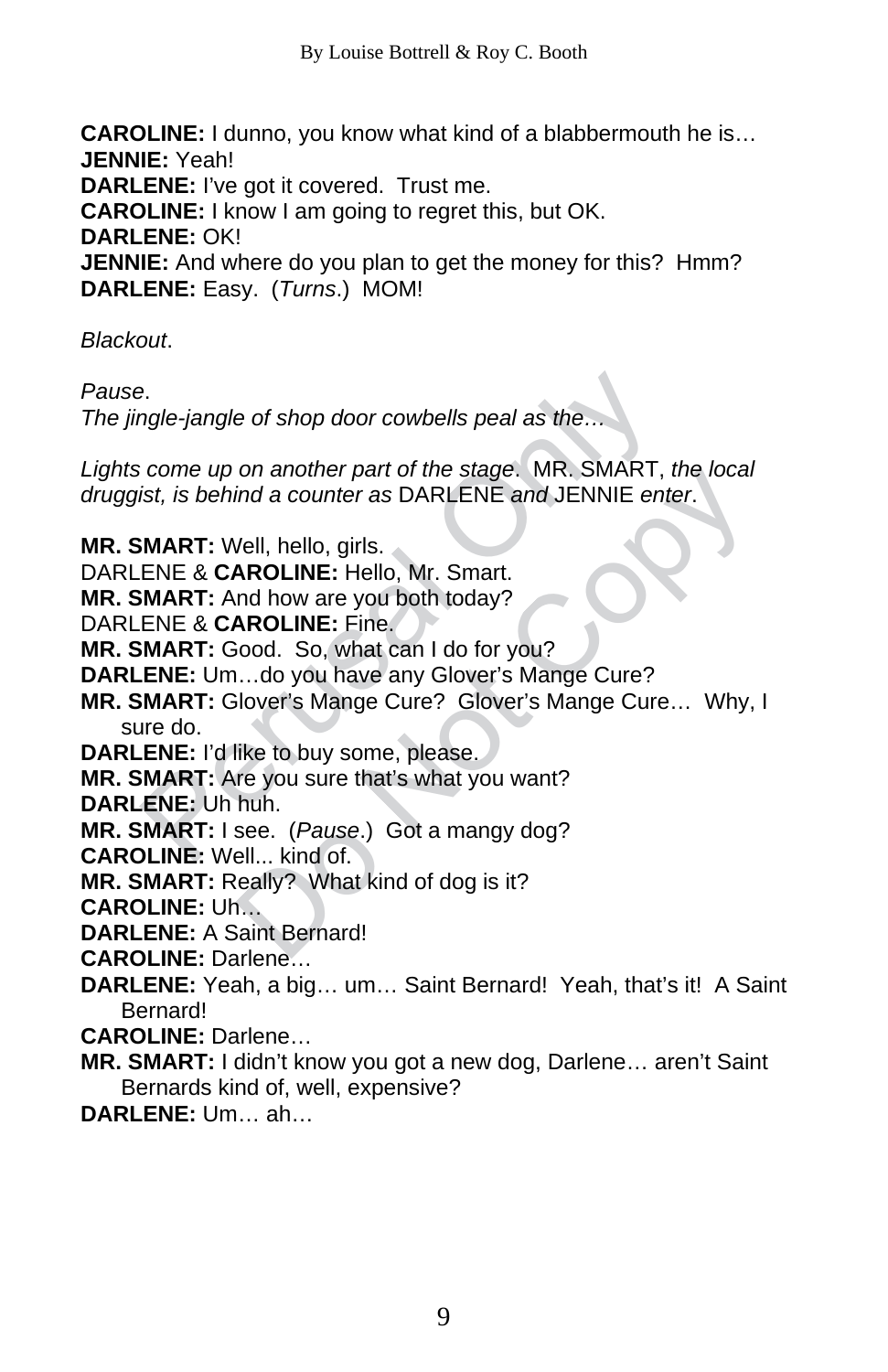**CAROLINE:** I dunno, you know what kind of a blabbermouth he is…
**JENNIE:** Yeah!
**DARLENE:** I've got it covered. Trust me.
**CAROLINE:** I know I am going to regret this, but OK.
**DARLENE:** OK!
**JENNIE:** And where do you plan to get the money for this? Hmm?
**DARLENE:** Easy. (*Turns*.) MOM!

*Blackout*.

*Pause*.
*The jingle-jangle of shop door cowbells peal as the…*

*Lights come up on another part of the stage*. MR. SMART, *the local druggist, is behind a counter as* DARLENE *and* JENNIE *enter*.

**MR. SMART:** Well, hello, girls.
DARLENE & **CAROLINE:** Hello, Mr. Smart.
**MR. SMART:** And how are you both today?
DARLENE & **CAROLINE:** Fine.
**MR. SMART:** Good. So, what can I do for you?
**DARLENE:** Um…do you have any Glover's Mange Cure?
**MR. SMART:** Glover's Mange Cure? Glover's Mange Cure… Why, I sure do.
**DARLENE:** I'd like to buy some, please.
**MR. SMART:** Are you sure that's what you want?
**DARLENE:** Uh huh.
**MR. SMART:** I see. (*Pause*.) Got a mangy dog?
**CAROLINE:** Well... kind of.
**MR. SMART:** Really? What kind of dog is it?
**CAROLINE:** Uh…
**DARLENE:** A Saint Bernard!
**CAROLINE:** Darlene…
**DARLENE:** Yeah, a big… um… Saint Bernard! Yeah, that's it! A Saint Bernard!
**CAROLINE:** Darlene…
**MR. SMART:** I didn't know you got a new dog, Darlene… aren't Saint Bernards kind of, well, expensive?
**DARLENE:** Um… ah…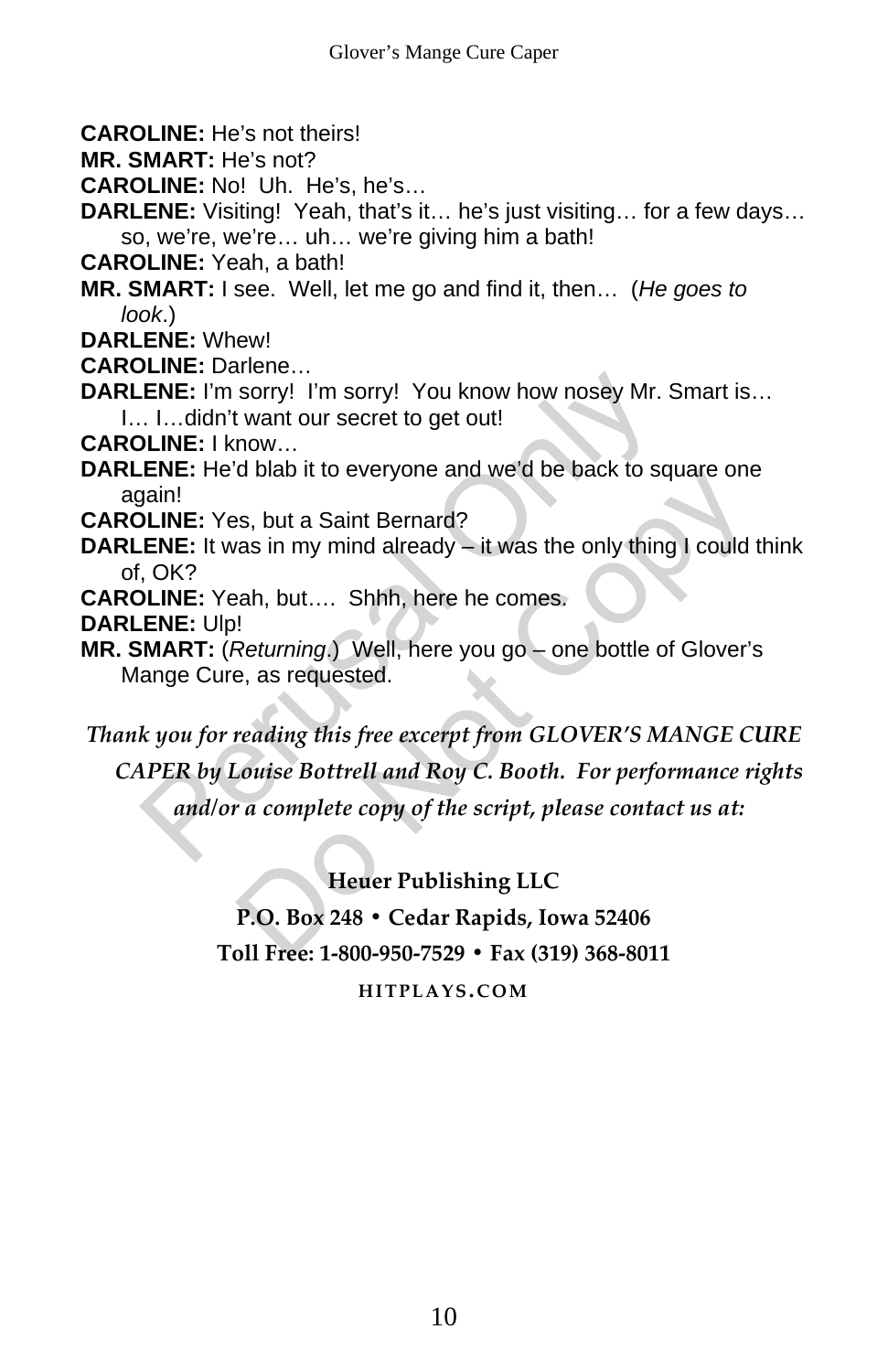**CAROLINE:** He's not theirs!

**MR. SMART:** He's not?

**CAROLINE:** No! Uh. He's, he's…

**DARLENE:** Visiting! Yeah, that's it… he's just visiting… for a few days… so, we're, we're… uh… we're giving him a bath!

**CAROLINE:** Yeah, a bath!

**MR. SMART:** I see. Well, let me go and find it, then… (*He goes to look*.)

**DARLENE:** Whew!

**CAROLINE:** Darlene…

**DARLENE:** I'm sorry! I'm sorry! You know how nosey Mr. Smart is… I… I…didn't want our secret to get out!

**CAROLINE:** I know…

**DARLENE:** He'd blab it to everyone and we'd be back to square one again!

**CAROLINE:** Yes, but a Saint Bernard?

**DARLENE:** It was in my mind already – it was the only thing I could think of, OK?

**CAROLINE:** Yeah, but…. Shhh, here he comes.

**DARLENE:** Ulp!

**MR. SMART:** (*Returning*.) Well, here you go – one bottle of Glover's Mange Cure, as requested.

***Thank you for reading this free excerpt from GLOVER'S MANGE CURE CAPER by Louise Bottrell and Roy C. Booth. For performance rights and/or a complete copy of the script, please contact us at:***

**Heuer Publishing LLC**

**P.O. Box 248 • Cedar Rapids, Iowa 52406**

**Toll Free: 1-800-950-7529 • Fax (319) 368-8011**

**HITPLAYS.COM**